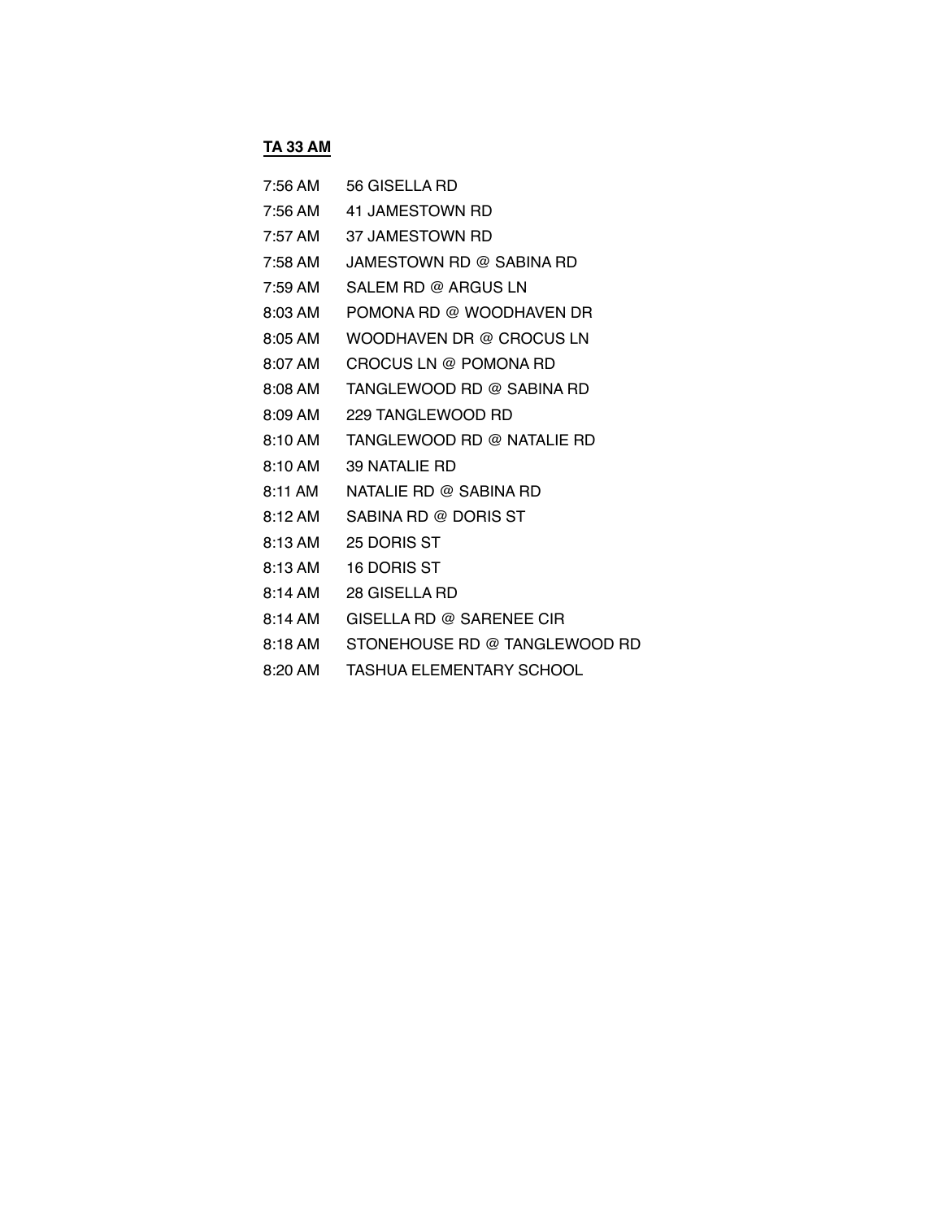**TA 33 AM**

| | |
|---|---|
| 7:56 AM | 56 GISELLA RD |
| 7:56 AM | 41 JAMESTOWN RD |
| 7:57 AM | 37 JAMESTOWN RD |
| 7:58 AM | JAMESTOWN RD @ SABINA RD |
| 7:59 AM | SALEM RD @ ARGUS LN |
| 8:03 AM | POMONA RD @ WOODHAVEN DR |
| 8:05 AM | WOODHAVEN DR @ CROCUS LN |
| 8:07 AM | CROCUS LN @ POMONA RD |
| 8:08 AM | TANGLEWOOD RD @ SABINA RD |
| 8:09 AM | 229 TANGLEWOOD RD |
| 8:10 AM | TANGLEWOOD RD @ NATALIE RD |
| 8:10 AM | 39 NATALIE RD |
| 8:11 AM | NATALIE RD @ SABINA RD |
| 8:12 AM | SABINA RD @ DORIS ST |
| 8:13 AM | 25 DORIS ST |
| 8:13 AM | 16 DORIS ST |
| 8:14 AM | 28 GISELLA RD |
| 8:14 AM | GISELLA RD @ SARENEE CIR |
| 8:18 AM | STONEHOUSE RD @ TANGLEWOOD RD |
| 8:20 AM | TASHUA ELEMENTARY SCHOOL |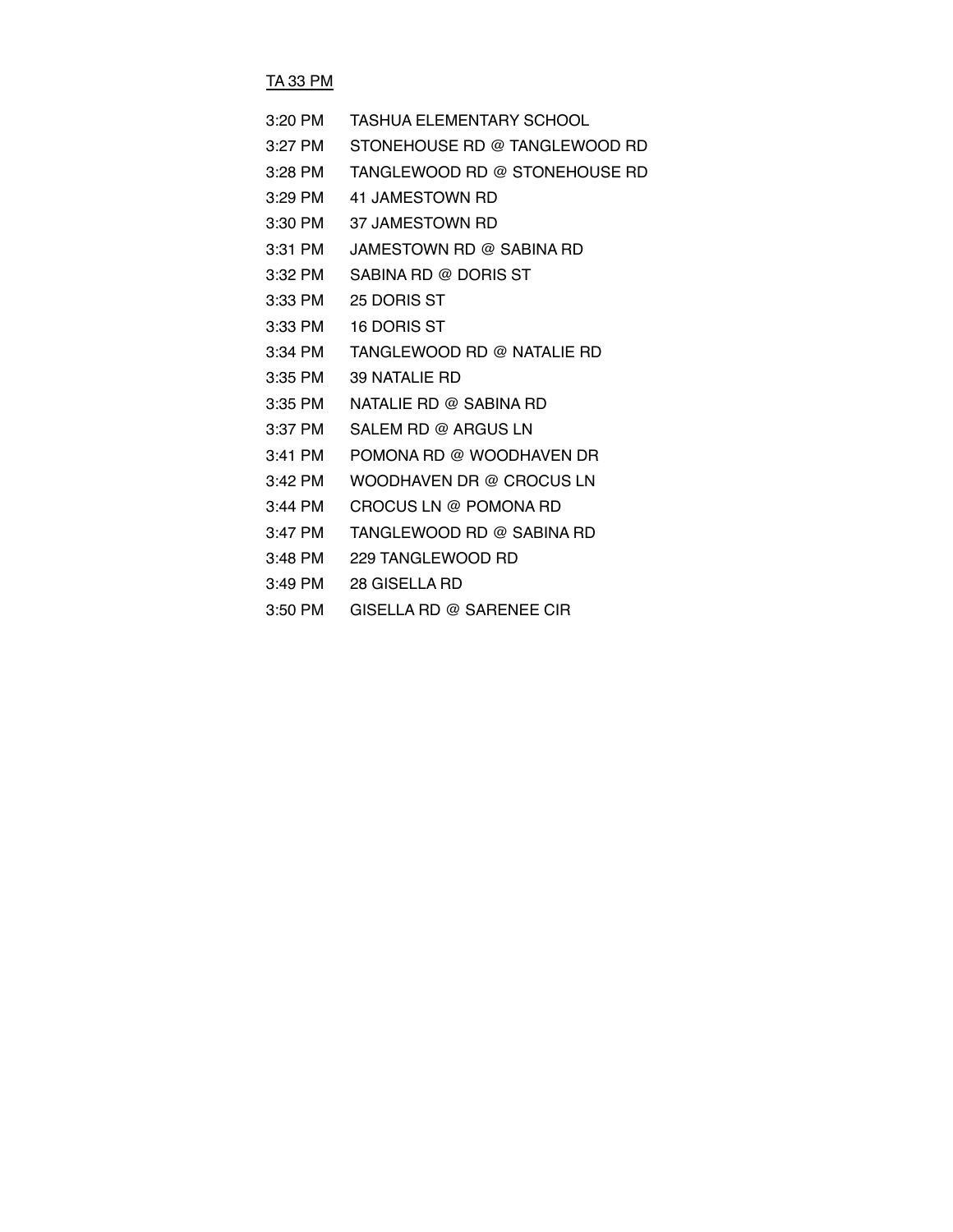<u>TA 33 PM</u>

| | |
|---|---|
| 3:20 PM | TASHUA ELEMENTARY SCHOOL |
| 3:27 PM | STONEHOUSE RD @ TANGLEWOOD RD |
| 3:28 PM | TANGLEWOOD RD @ STONEHOUSE RD |
| 3:29 PM | 41 JAMESTOWN RD |
| 3:30 PM | 37 JAMESTOWN RD |
| 3:31 PM | JAMESTOWN RD @ SABINA RD |
| 3:32 PM | SABINA RD @ DORIS ST |
| 3:33 PM | 25 DORIS ST |
| 3:33 PM | 16 DORIS ST |
| 3:34 PM | TANGLEWOOD RD @ NATALIE RD |
| 3:35 PM | 39 NATALIE RD |
| 3:35 PM | NATALIE RD @ SABINA RD |
| 3:37 PM | SALEM RD @ ARGUS LN |
| 3:41 PM | POMONA RD @ WOODHAVEN DR |
| 3:42 PM | WOODHAVEN DR @ CROCUS LN |
| 3:44 PM | CROCUS LN @ POMONA RD |
| 3:47 PM | TANGLEWOOD RD @ SABINA RD |
| 3:48 PM | 229 TANGLEWOOD RD |
| 3:49 PM | 28 GISELLA RD |
| 3:50 PM | GISELLA RD @ SARENEE CIR |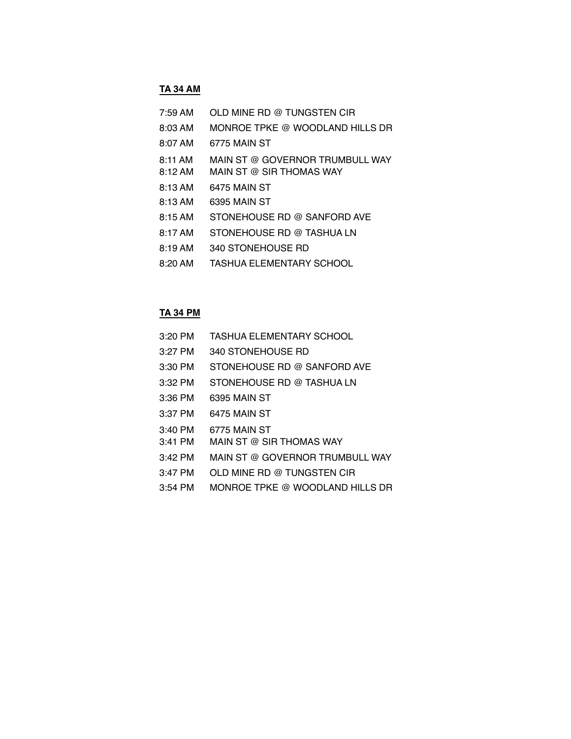**TA 34 AM**

7:59 AM OLD MINE RD @ TUNGSTEN CIR

8:03 AM MONROE TPKE @ WOODLAND HILLS DR

8:07 AM 6775 MAIN ST

8:11 AM MAIN ST @ GOVERNOR TRUMBULL WAY

8:12 AM MAIN ST @ SIR THOMAS WAY

8:13 AM 6475 MAIN ST

8:13 AM 6395 MAIN ST

8:15 AM STONEHOUSE RD @ SANFORD AVE

8:17 AM STONEHOUSE RD @ TASHUA LN

8:19 AM 340 STONEHOUSE RD

8:20 AM TASHUA ELEMENTARY SCHOOL

**TA 34 PM**

3:20 PM TASHUA ELEMENTARY SCHOOL

3:27 PM 340 STONEHOUSE RD

3:30 PM STONEHOUSE RD @ SANFORD AVE

3:32 PM STONEHOUSE RD @ TASHUA LN

3:36 PM 6395 MAIN ST

3:37 PM 6475 MAIN ST

3:40 PM 6775 MAIN ST

3:41 PM MAIN ST @ SIR THOMAS WAY

3:42 PM MAIN ST @ GOVERNOR TRUMBULL WAY

3:47 PM OLD MINE RD @ TUNGSTEN CIR

3:54 PM MONROE TPKE @ WOODLAND HILLS DR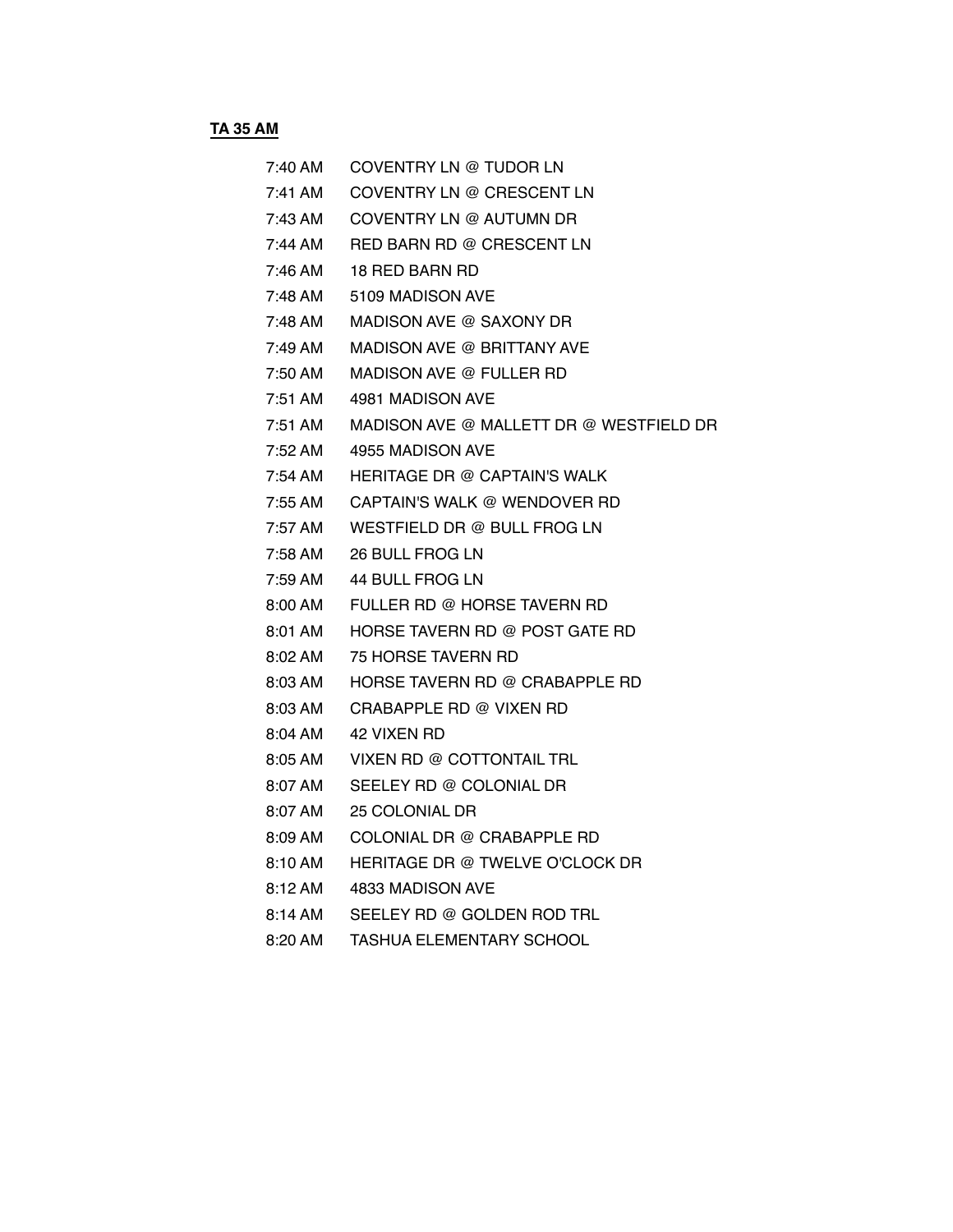**TA 35 AM**

| | |
|---|---|
| 7:40 AM | COVENTRY LN @ TUDOR LN |
| 7:41 AM | COVENTRY LN @ CRESCENT LN |
| 7:43 AM | COVENTRY LN @ AUTUMN DR |
| 7:44 AM | RED BARN RD @ CRESCENT LN |
| 7:46 AM | 18 RED BARN RD |
| 7:48 AM | 5109 MADISON AVE |
| 7:48 AM | MADISON AVE @ SAXONY DR |
| 7:49 AM | MADISON AVE @ BRITTANY AVE |
| 7:50 AM | MADISON AVE @ FULLER RD |
| 7:51 AM | 4981 MADISON AVE |
| 7:51 AM | MADISON AVE @ MALLETT DR @ WESTFIELD DR |
| 7:52 AM | 4955 MADISON AVE |
| 7:54 AM | HERITAGE DR @ CAPTAIN'S WALK |
| 7:55 AM | CAPTAIN'S WALK @ WENDOVER RD |
| 7:57 AM | WESTFIELD DR @ BULL FROG LN |
| 7:58 AM | 26 BULL FROG LN |
| 7:59 AM | 44 BULL FROG LN |
| 8:00 AM | FULLER RD @ HORSE TAVERN RD |
| 8:01 AM | HORSE TAVERN RD @ POST GATE RD |
| 8:02 AM | 75 HORSE TAVERN RD |
| 8:03 AM | HORSE TAVERN RD @ CRABAPPLE RD |
| 8:03 AM | CRABAPPLE RD @ VIXEN RD |
| 8:04 AM | 42 VIXEN RD |
| 8:05 AM | VIXEN RD @ COTTONTAIL TRL |
| 8:07 AM | SEELEY RD @ COLONIAL DR |
| 8:07 AM | 25 COLONIAL DR |
| 8:09 AM | COLONIAL DR @ CRABAPPLE RD |
| 8:10 AM | HERITAGE DR @ TWELVE O'CLOCK DR |
| 8:12 AM | 4833 MADISON AVE |
| 8:14 AM | SEELEY RD @ GOLDEN ROD TRL |
| 8:20 AM | TASHUA ELEMENTARY SCHOOL |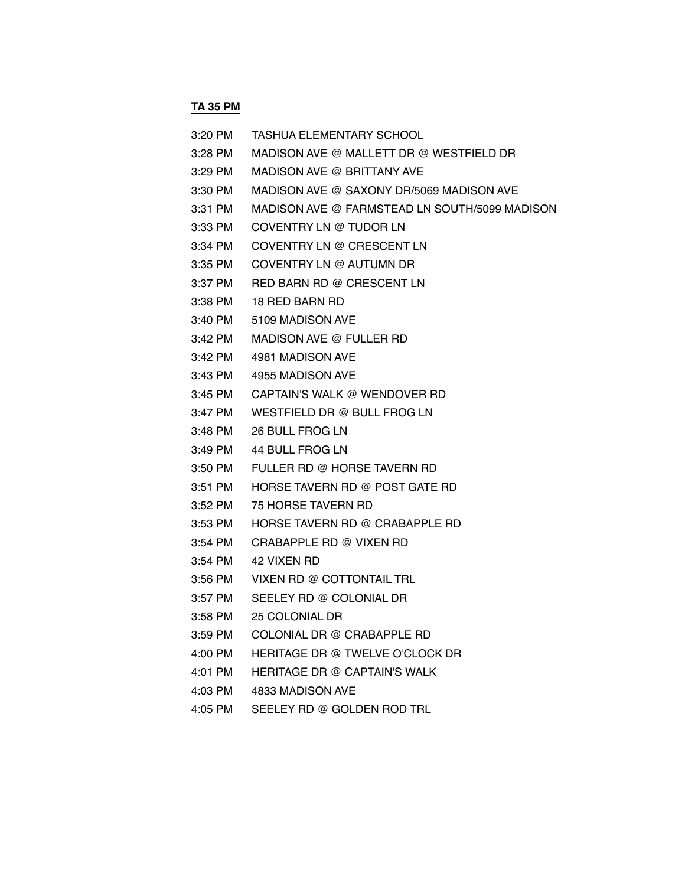**TA 35 PM**

| | |
|---|---|
| 3:20 PM | TASHUA ELEMENTARY SCHOOL |
| 3:28 PM | MADISON AVE @ MALLETT DR @ WESTFIELD DR |
| 3:29 PM | MADISON AVE @ BRITTANY AVE |
| 3:30 PM | MADISON AVE @ SAXONY DR/5069 MADISON AVE |
| 3:31 PM | MADISON AVE @ FARMSTEAD LN SOUTH/5099 MADISON |
| 3:33 PM | COVENTRY LN @ TUDOR LN |
| 3:34 PM | COVENTRY LN @ CRESCENT LN |
| 3:35 PM | COVENTRY LN @ AUTUMN DR |
| 3:37 PM | RED BARN RD @ CRESCENT LN |
| 3:38 PM | 18 RED BARN RD |
| 3:40 PM | 5109 MADISON AVE |
| 3:42 PM | MADISON AVE @ FULLER RD |
| 3:42 PM | 4981 MADISON AVE |
| 3:43 PM | 4955 MADISON AVE |
| 3:45 PM | CAPTAIN'S WALK @ WENDOVER RD |
| 3:47 PM | WESTFIELD DR @ BULL FROG LN |
| 3:48 PM | 26 BULL FROG LN |
| 3:49 PM | 44 BULL FROG LN |
| 3:50 PM | FULLER RD @ HORSE TAVERN RD |
| 3:51 PM | HORSE TAVERN RD @ POST GATE RD |
| 3:52 PM | 75 HORSE TAVERN RD |
| 3:53 PM | HORSE TAVERN RD @ CRABAPPLE RD |
| 3:54 PM | CRABAPPLE RD @ VIXEN RD |
| 3:54 PM | 42 VIXEN RD |
| 3:56 PM | VIXEN RD @ COTTONTAIL TRL |
| 3:57 PM | SEELEY RD @ COLONIAL DR |
| 3:58 PM | 25 COLONIAL DR |
| 3:59 PM | COLONIAL DR @ CRABAPPLE RD |
| 4:00 PM | HERITAGE DR @ TWELVE O'CLOCK DR |
| 4:01 PM | HERITAGE DR @ CAPTAIN'S WALK |
| 4:03 PM | 4833 MADISON AVE |
| 4:05 PM | SEELEY RD @ GOLDEN ROD TRL |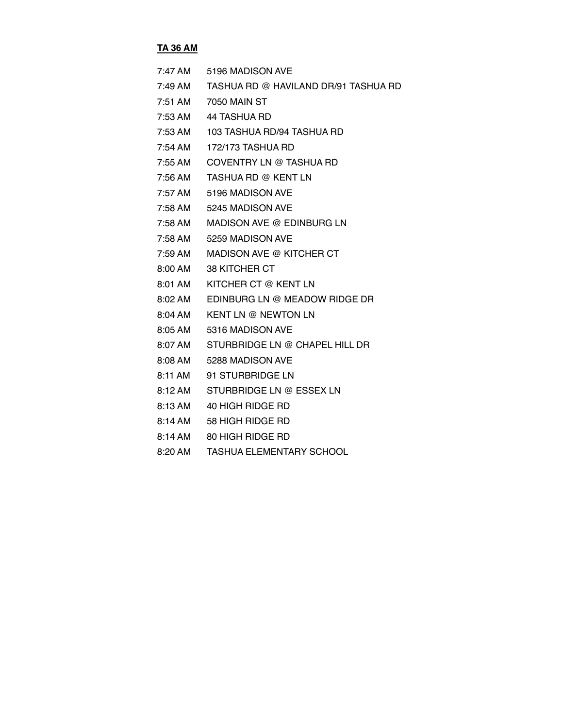**TA 36 AM**

| | |
|---|---|
| 7:47 AM | 5196 MADISON AVE |
| 7:49 AM | TASHUA RD @ HAVILAND DR/91 TASHUA RD |
| 7:51 AM | 7050 MAIN ST |
| 7:53 AM | 44 TASHUA RD |
| 7:53 AM | 103 TASHUA RD/94 TASHUA RD |
| 7:54 AM | 172/173 TASHUA RD |
| 7:55 AM | COVENTRY LN @ TASHUA RD |
| 7:56 AM | TASHUA RD @ KENT LN |
| 7:57 AM | 5196 MADISON AVE |
| 7:58 AM | 5245 MADISON AVE |
| 7:58 AM | MADISON AVE @ EDINBURG LN |
| 7:58 AM | 5259 MADISON AVE |
| 7:59 AM | MADISON AVE @ KITCHER CT |
| 8:00 AM | 38 KITCHER CT |
| 8:01 AM | KITCHER CT @ KENT LN |
| 8:02 AM | EDINBURG LN @ MEADOW RIDGE DR |
| 8:04 AM | KENT LN @ NEWTON LN |
| 8:05 AM | 5316 MADISON AVE |
| 8:07 AM | STURBRIDGE LN @ CHAPEL HILL DR |
| 8:08 AM | 5288 MADISON AVE |
| 8:11 AM | 91 STURBRIDGE LN |
| 8:12 AM | STURBRIDGE LN @ ESSEX LN |
| 8:13 AM | 40 HIGH RIDGE RD |
| 8:14 AM | 58 HIGH RIDGE RD |
| 8:14 AM | 80 HIGH RIDGE RD |
| 8:20 AM | TASHUA ELEMENTARY SCHOOL |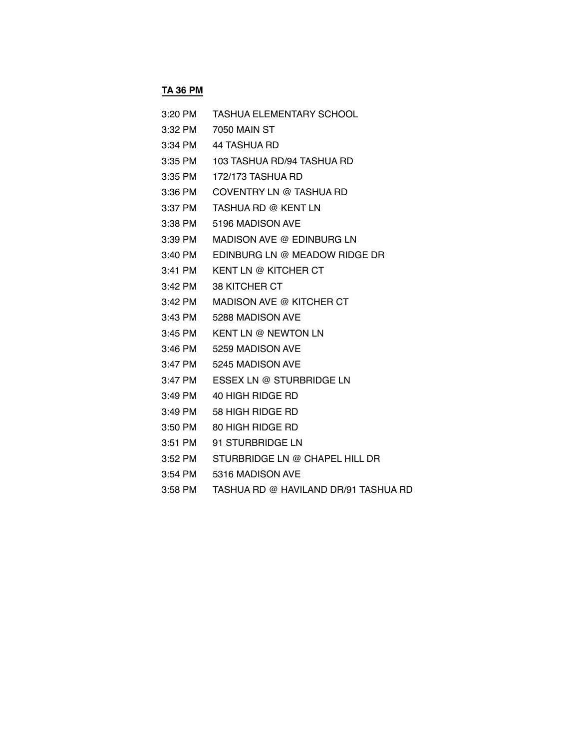**TA 36 PM**

| | |
|---|---|
| 3:20 PM | TASHUA ELEMENTARY SCHOOL |
| 3:32 PM | 7050 MAIN ST |
| 3:34 PM | 44 TASHUA RD |
| 3:35 PM | 103 TASHUA RD/94 TASHUA RD |
| 3:35 PM | 172/173 TASHUA RD |
| 3:36 PM | COVENTRY LN @ TASHUA RD |
| 3:37 PM | TASHUA RD @ KENT LN |
| 3:38 PM | 5196 MADISON AVE |
| 3:39 PM | MADISON AVE @ EDINBURG LN |
| 3:40 PM | EDINBURG LN @ MEADOW RIDGE DR |
| 3:41 PM | KENT LN @ KITCHER CT |
| 3:42 PM | 38 KITCHER CT |
| 3:42 PM | MADISON AVE @ KITCHER CT |
| 3:43 PM | 5288 MADISON AVE |
| 3:45 PM | KENT LN @ NEWTON LN |
| 3:46 PM | 5259 MADISON AVE |
| 3:47 PM | 5245 MADISON AVE |
| 3:47 PM | ESSEX LN @ STURBRIDGE LN |
| 3:49 PM | 40 HIGH RIDGE RD |
| 3:49 PM | 58 HIGH RIDGE RD |
| 3:50 PM | 80 HIGH RIDGE RD |
| 3:51 PM | 91 STURBRIDGE LN |
| 3:52 PM | STURBRIDGE LN @ CHAPEL HILL DR |
| 3:54 PM | 5316 MADISON AVE |
| 3:58 PM | TASHUA RD @ HAVILAND DR/91 TASHUA RD |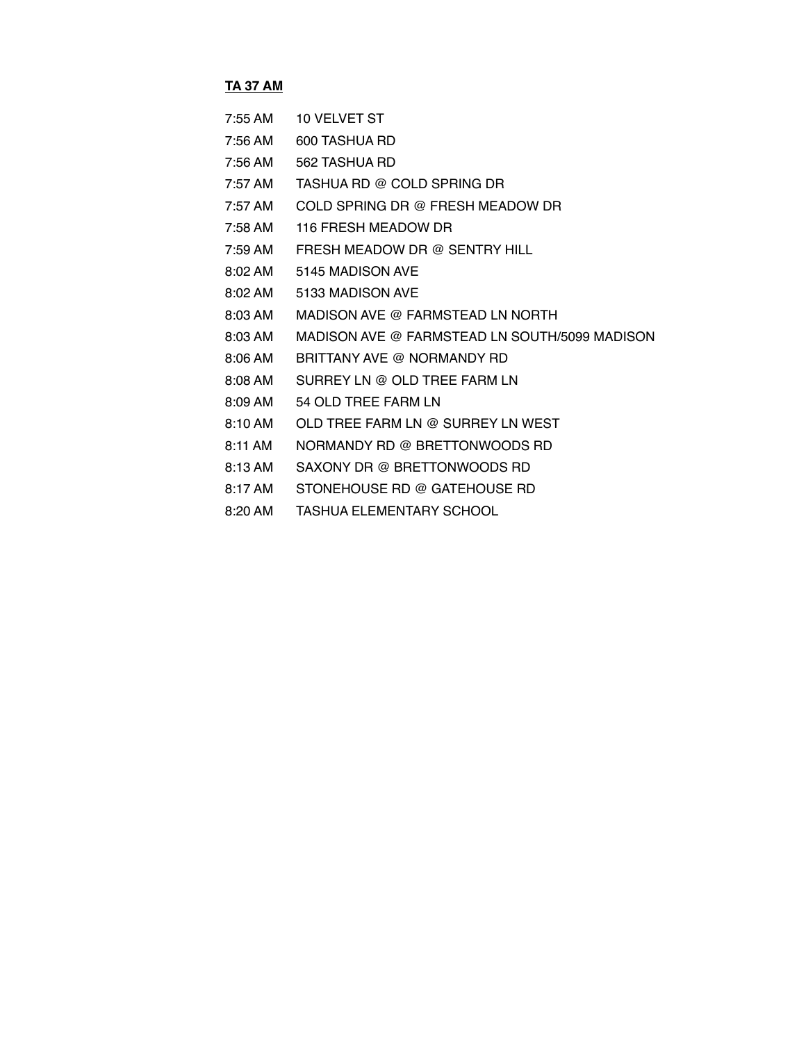**TA 37 AM**

| | |
|---|---|
| 7:55 AM | 10 VELVET ST |
| 7:56 AM | 600 TASHUA RD |
| 7:56 AM | 562 TASHUA RD |
| 7:57 AM | TASHUA RD @ COLD SPRING DR |
| 7:57 AM | COLD SPRING DR @ FRESH MEADOW DR |
| 7:58 AM | 116 FRESH MEADOW DR |
| 7:59 AM | FRESH MEADOW DR @ SENTRY HILL |
| 8:02 AM | 5145 MADISON AVE |
| 8:02 AM | 5133 MADISON AVE |
| 8:03 AM | MADISON AVE @ FARMSTEAD LN NORTH |
| 8:03 AM | MADISON AVE @ FARMSTEAD LN SOUTH/5099 MADISON |
| 8:06 AM | BRITTANY AVE @ NORMANDY RD |
| 8:08 AM | SURREY LN @ OLD TREE FARM LN |
| 8:09 AM | 54 OLD TREE FARM LN |
| 8:10 AM | OLD TREE FARM LN @ SURREY LN WEST |
| 8:11 AM | NORMANDY RD @ BRETTONWOODS RD |
| 8:13 AM | SAXONY DR @ BRETTONWOODS RD |
| 8:17 AM | STONEHOUSE RD @ GATEHOUSE RD |
| 8:20 AM | TASHUA ELEMENTARY SCHOOL |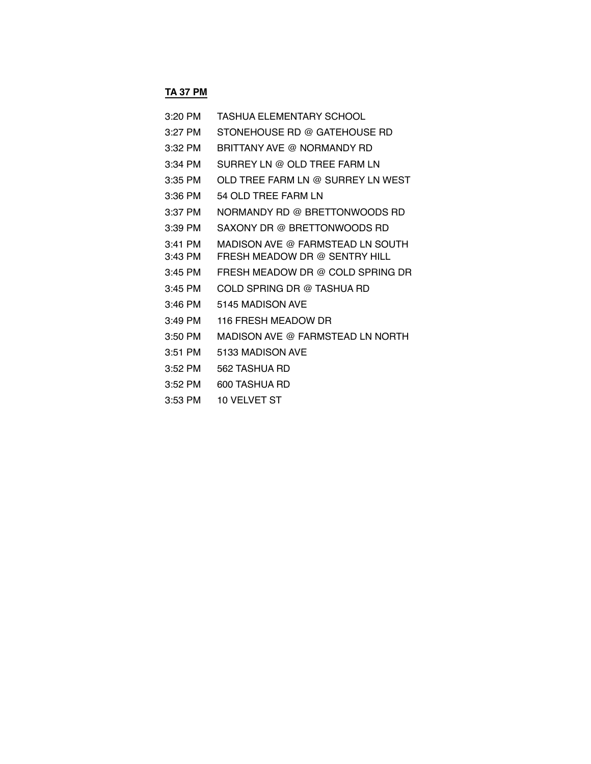**TA 37 PM**

| | |
|---|---|
| 3:20 PM | TASHUA ELEMENTARY SCHOOL |
| 3:27 PM | STONEHOUSE RD @ GATEHOUSE RD |
| 3:32 PM | BRITTANY AVE @ NORMANDY RD |
| 3:34 PM | SURREY LN @ OLD TREE FARM LN |
| 3:35 PM | OLD TREE FARM LN @ SURREY LN WEST |
| 3:36 PM | 54 OLD TREE FARM LN |
| 3:37 PM | NORMANDY RD @ BRETTONWOODS RD |
| 3:39 PM | SAXONY DR @ BRETTONWOODS RD |
| 3:41 PM | MADISON AVE @ FARMSTEAD LN SOUTH |
| 3:43 PM | FRESH MEADOW DR @ SENTRY HILL |
| 3:45 PM | FRESH MEADOW DR @ COLD SPRING DR |
| 3:45 PM | COLD SPRING DR @ TASHUA RD |
| 3:46 PM | 5145 MADISON AVE |
| 3:49 PM | 116 FRESH MEADOW DR |
| 3:50 PM | MADISON AVE @ FARMSTEAD LN NORTH |
| 3:51 PM | 5133 MADISON AVE |
| 3:52 PM | 562 TASHUA RD |
| 3:52 PM | 600 TASHUA RD |
| 3:53 PM | 10 VELVET ST |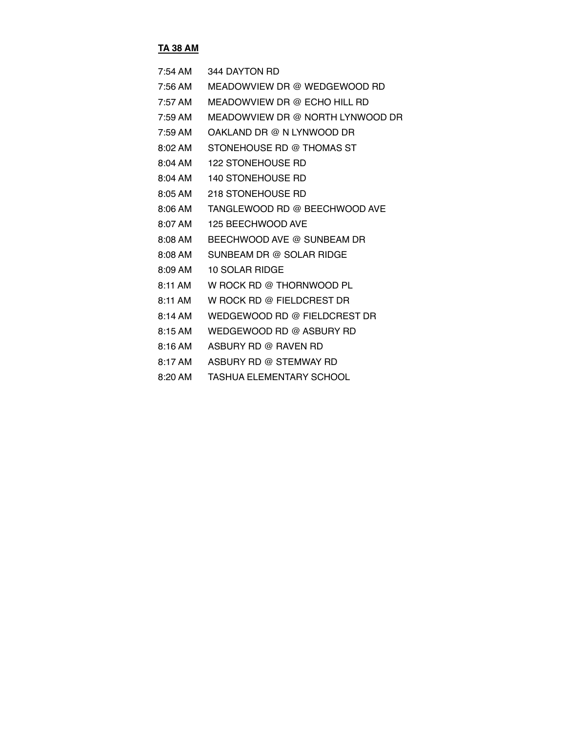**TA 38 AM**

| | |
|---|---|
| 7:54 AM | 344 DAYTON RD |
| 7:56 AM | MEADOWVIEW DR @ WEDGEWOOD RD |
| 7:57 AM | MEADOWVIEW DR @ ECHO HILL RD |
| 7:59 AM | MEADOWVIEW DR @ NORTH LYNWOOD DR |
| 7:59 AM | OAKLAND DR @ N LYNWOOD DR |
| 8:02 AM | STONEHOUSE RD @ THOMAS ST |
| 8:04 AM | 122 STONEHOUSE RD |
| 8:04 AM | 140 STONEHOUSE RD |
| 8:05 AM | 218 STONEHOUSE RD |
| 8:06 AM | TANGLEWOOD RD @ BEECHWOOD AVE |
| 8:07 AM | 125 BEECHWOOD AVE |
| 8:08 AM | BEECHWOOD AVE @ SUNBEAM DR |
| 8:08 AM | SUNBEAM DR @ SOLAR RIDGE |
| 8:09 AM | 10 SOLAR RIDGE |
| 8:11 AM | W ROCK RD @ THORNWOOD PL |
| 8:11 AM | W ROCK RD @ FIELDCREST DR |
| 8:14 AM | WEDGEWOOD RD @ FIELDCREST DR |
| 8:15 AM | WEDGEWOOD RD @ ASBURY RD |
| 8:16 AM | ASBURY RD @ RAVEN RD |
| 8:17 AM | ASBURY RD @ STEMWAY RD |
| 8:20 AM | TASHUA ELEMENTARY SCHOOL |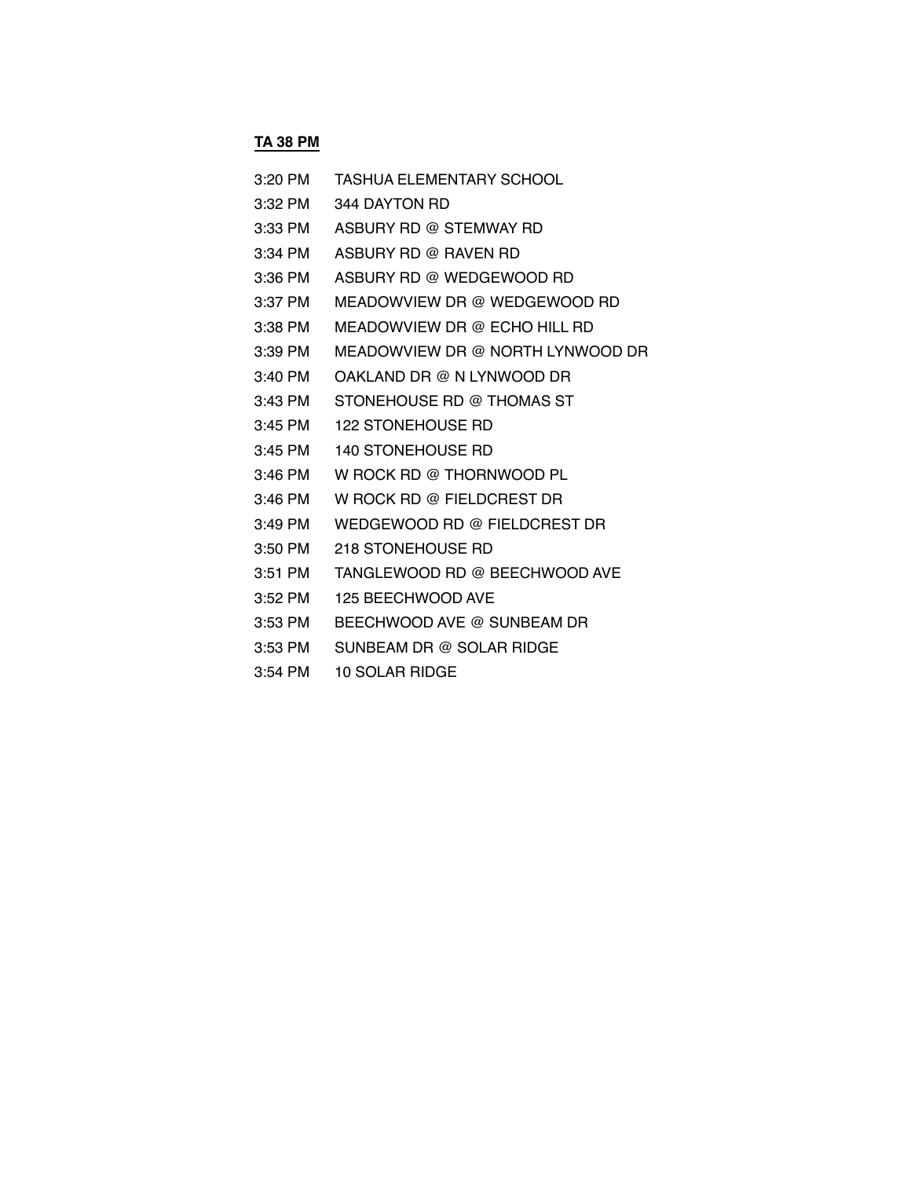**TA 38 PM**

3:20 PM TASHUA ELEMENTARY SCHOOL
3:32 PM 344 DAYTON RD
3:33 PM ASBURY RD @ STEMWAY RD
3:34 PM ASBURY RD @ RAVEN RD
3:36 PM ASBURY RD @ WEDGEWOOD RD
3:37 PM MEADOWVIEW DR @ WEDGEWOOD RD
3:38 PM MEADOWVIEW DR @ ECHO HILL RD
3:39 PM MEADOWVIEW DR @ NORTH LYNWOOD DR
3:40 PM OAKLAND DR @ N LYNWOOD DR
3:43 PM STONEHOUSE RD @ THOMAS ST
3:45 PM 122 STONEHOUSE RD
3:45 PM 140 STONEHOUSE RD
3:46 PM W ROCK RD @ THORNWOOD PL
3:46 PM W ROCK RD @ FIELDCREST DR
3:49 PM WEDGEWOOD RD @ FIELDCREST DR
3:50 PM 218 STONEHOUSE RD
3:51 PM TANGLEWOOD RD @ BEECHWOOD AVE
3:52 PM 125 BEECHWOOD AVE
3:53 PM BEECHWOOD AVE @ SUNBEAM DR
3:53 PM SUNBEAM DR @ SOLAR RIDGE
3:54 PM 10 SOLAR RIDGE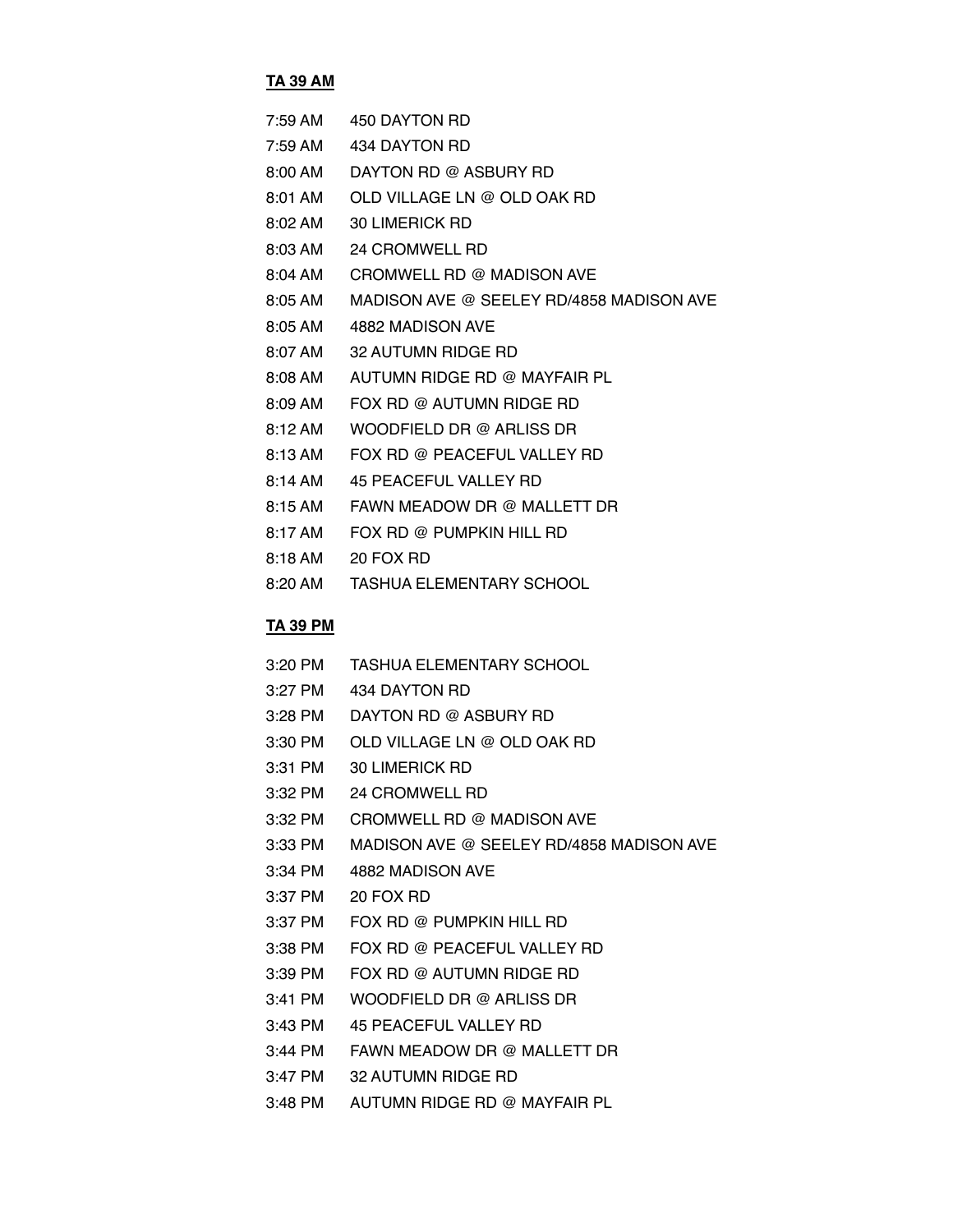**TA 39 AM**

| | |
|---|---|
| 7:59 AM | 450 DAYTON RD |
| 7:59 AM | 434 DAYTON RD |
| 8:00 AM | DAYTON RD @ ASBURY RD |
| 8:01 AM | OLD VILLAGE LN @ OLD OAK RD |
| 8:02 AM | 30 LIMERICK RD |
| 8:03 AM | 24 CROMWELL RD |
| 8:04 AM | CROMWELL RD @ MADISON AVE |
| 8:05 AM | MADISON AVE @ SEELEY RD/4858 MADISON AVE |
| 8:05 AM | 4882 MADISON AVE |
| 8:07 AM | 32 AUTUMN RIDGE RD |
| 8:08 AM | AUTUMN RIDGE RD @ MAYFAIR PL |
| 8:09 AM | FOX RD @ AUTUMN RIDGE RD |
| 8:12 AM | WOODFIELD DR @ ARLISS DR |
| 8:13 AM | FOX RD @ PEACEFUL VALLEY RD |
| 8:14 AM | 45 PEACEFUL VALLEY RD |
| 8:15 AM | FAWN MEADOW DR @ MALLETT DR |
| 8:17 AM | FOX RD @ PUMPKIN HILL RD |
| 8:18 AM | 20 FOX RD |
| 8:20 AM | TASHUA ELEMENTARY SCHOOL |

**TA 39 PM**

| | |
|---|---|
| 3:20 PM | TASHUA ELEMENTARY SCHOOL |
| 3:27 PM | 434 DAYTON RD |
| 3:28 PM | DAYTON RD @ ASBURY RD |
| 3:30 PM | OLD VILLAGE LN @ OLD OAK RD |
| 3:31 PM | 30 LIMERICK RD |
| 3:32 PM | 24 CROMWELL RD |
| 3:32 PM | CROMWELL RD @ MADISON AVE |
| 3:33 PM | MADISON AVE @ SEELEY RD/4858 MADISON AVE |
| 3:34 PM | 4882 MADISON AVE |
| 3:37 PM | 20 FOX RD |
| 3:37 PM | FOX RD @ PUMPKIN HILL RD |
| 3:38 PM | FOX RD @ PEACEFUL VALLEY RD |
| 3:39 PM | FOX RD @ AUTUMN RIDGE RD |
| 3:41 PM | WOODFIELD DR @ ARLISS DR |
| 3:43 PM | 45 PEACEFUL VALLEY RD |
| 3:44 PM | FAWN MEADOW DR @ MALLETT DR |
| 3:47 PM | 32 AUTUMN RIDGE RD |
| 3:48 PM | AUTUMN RIDGE RD @ MAYFAIR PL |